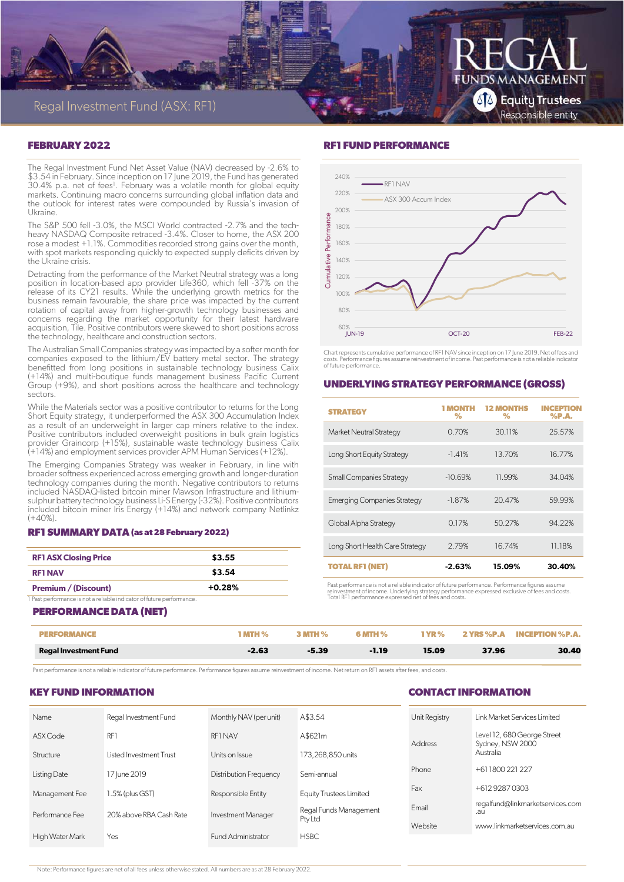# Regal Investment Fund (ASX: RF1)

REGAL FUNDS MANAGEMENT

Equity Trustees Responsible entity

## FEBRUARY 2022

The Regal Investment Fund Net Asset Value (NAV) decreased by -2.6% to $3.54 in February. Since inception on 17 June 2019, the Fund has generated 30.4% p.a. net of fees[1]. February was a volatile month for global equity markets. Continuing macro concerns surrounding global inflation data and the outlook for interest rates were compounded by Russia's invasion of Ukraine.

The S&P 500 fell -3.0%, the MSCI World contracted -2.7% and the tech-heavy NASDAQ Composite retraced -3.4%. Closer to home, the ASX 200 rose a modest +1.1%. Commodities recorded strong gains over the month, with spot markets responding quickly to expected supply deficits driven by the Ukraine crisis.

Detracting from the performance of the Market Neutral strategy was a long position in location-based app provider Life360, which fell -37% on the release of its CY21 results. While the underlying growth metrics for the business remain favourable, the share price was impacted by the current rotation of capital away from higher-growth technology businesses and concerns regarding the market opportunity for their latest hardware acquisition, Tile. Positive contributors were skewed to short positions across the technology, healthcare and construction sectors.

The Australian Small Companies strategy was impacted by a softer month for companies exposed to the lithium/EV battery metal sector. The strategy benefitted from long positions in sustainable technology business Calix (+14%) and multi-boutique funds management business Pacific Current Group (+9%), and short positions across the healthcare and technology sectors.

While the Materials sector was a positive contributor to returns for the Long Short Equity strategy, it underperformed the ASX 300 Accumulation Index as a result of an underweight in larger cap miners relative to the index. Positive contributors included overweight positions in bulk grain logistics provider Graincorp (+15%), sustainable waste technology business Calix (+14%) and employment services provider APM Human Services (+12%).

The Emerging Companies Strategy was weaker in February, in line with broader softness experienced across emerging growth and longer-duration technology companies during the month. Negative contributors to returns included NASDAQ-listed bitcoin miner Mawson Infrastructure and lithium-sulphur battery technology business Li-S Energy (-32%). Positive contributors included bitcoin miner Iris Energy (+14%) and network company Netlinkz (+40%).

## RF1 SUMMARY DATA (as at 28 February 2022)

| | |
|---|---|
| RF1 ASX Closing Price | $3.55 |
| RF1 NAV | $3.54 |
| Premium / (Discount) | +0.28% |

1 Past performance is not a reliable indicator of future performance.

## RF1 FUND PERFORMANCE

Chart represents cumulative performance of RF1 NAV since inception on 17 June 2019. Net of fees and costs. Performance figures assume reinvestment of income. Past performance is not a reliable indicator of future performance.

## UNDERLYING STRATEGY PERFORMANCE (GROSS)

| STRATEGY | 1 MONTH % | 12 MONTHS % | INCEPTION %P.A. |
|---|---|---|---|
| Market Neutral Strategy | 0.70% | 30.11% | 25.57% |
| Long Short Equity Strategy | -1.41% | 13.70% | 16.77% |
| Small Companies Strategy | -10.69% | 11.99% | 34.04% |
| Emerging Companies Strategy | -1.87% | 20.47% | 59.99% |
| Global Alpha Strategy | 0.17% | 50.27% | 94.22% |
| Long Short Health Care Strategy | 2.79% | 16.74% | 11.18% |
| **TOTAL RF1 (NET)** | **-2.63%** | **15.09%** | **30.40%** |

Past performance is not a reliable indicator of future performance. Performance figures assume reinvestment of income. Underlying strategy performance expressed exclusive of fees and costs. Total RF1 performance expressed net of fees and costs.

## PERFORMANCE DATA (NET)

| PERFORMANCE | 1 MTH % | 3 MTH % | 6 MTH % | 1 YR % | 2 YRS %P.A. | INCEPTION %P.A. |
|---|---|---|---|---|---|---|
| **Regal Investment Fund** | **-2.63** | **-5.39** | **-1.19** | **15.09** | **37.96** | **30.40** |

Past performance is not a reliable indicator of future performance. Performance figures assume reinvestment of income. Net return on RF1 assets after fees, and costs.

## KEY FUND INFORMATION

| | | | |
|---|---|---|---|
| Name | Regal Investment Fund | Monthly NAV (per unit) | A$3.54 |
| ASX Code | RF1 | RF1 NAV | A$621m |
| Structure | Listed Investment Trust | Units on Issue | 173,268,850 units |
| Listing Date | 17 June 2019 | Distribution Frequency | Semi-annual |
| Management Fee | 1.5% (plus GST) | Responsible Entity | Equity Trustees Limited |
| Performance Fee | 20% above RBA Cash Rate | Investment Manager | Regal Funds Management Pty Ltd |
| High Water Mark | Yes | Fund Administrator | HSBC |

## CONTACT INFORMATION

| | |
|---|---|
| Unit Registry | Link Market Services Limited |
| Address | Level 12, 680 George Street Sydney, NSW 2000 Australia |
| Phone | +61 1800 221 227 |
| Fax | +612 9287 0303 |
| Email | regalfund@linkmarketservices.com.au |
| Website | www.linkmarketservices.com.au |

Note: Performance figures are net of all fees unless otherwise stated. All numbers are as at 28 February 2022.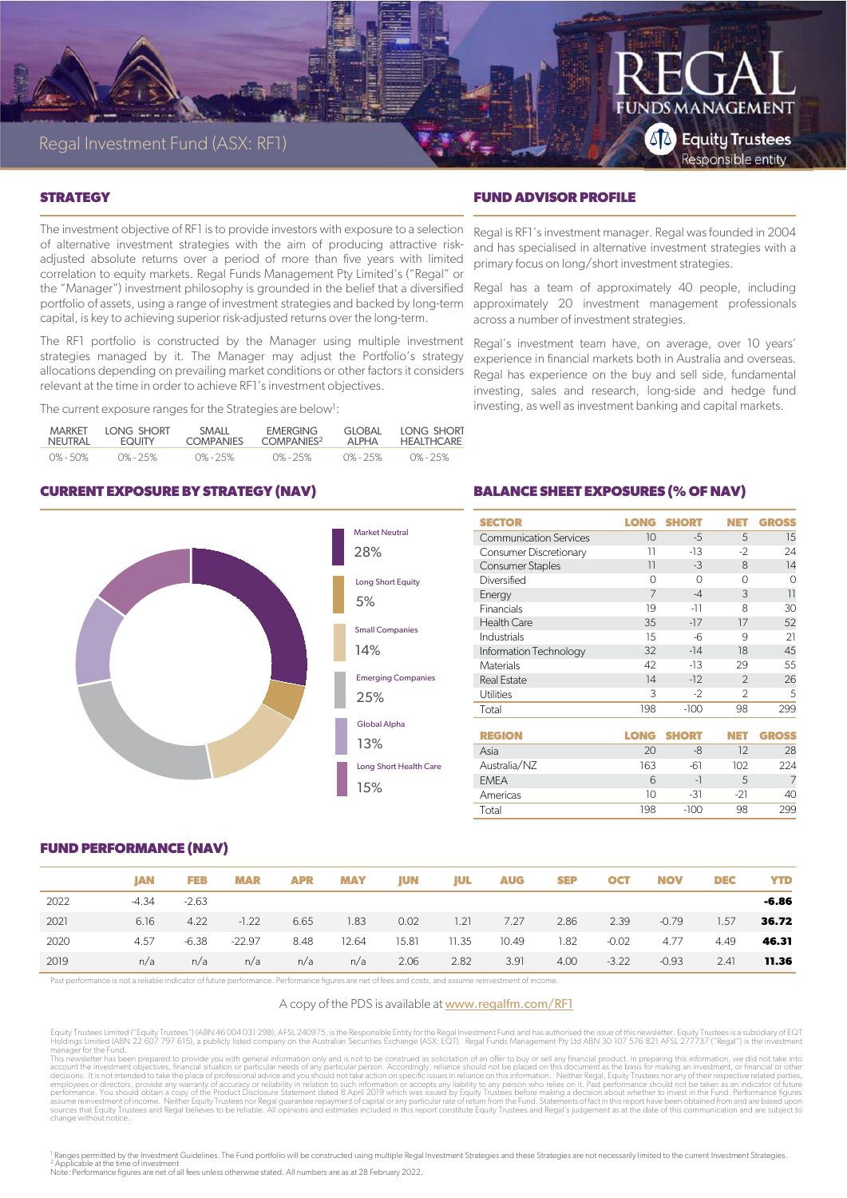Regal Investment Fund (ASX: RF1)

REGAL FUNDS MANAGEMENT

Equity Trustees Responsible entity

## STRATEGY

The investment objective of RF1 is to provide investors with exposure to a selection of alternative investment strategies with the aim of producing attractive risk-adjusted absolute returns over a period of more than five years with limited correlation to equity markets. Regal Funds Management Pty Limited's ("Regal" or the "Manager") investment philosophy is grounded in the belief that a diversified portfolio of assets, using a range of investment strategies and backed by long-term capital, is key to achieving superior risk-adjusted returns over the long-term.

The RF1 portfolio is constructed by the Manager using multiple investment strategies managed by it. The Manager may adjust the Portfolio's strategy allocations depending on prevailing market conditions or other factors it considers relevant at the time in order to achieve RF1's investment objectives.

The current exposure ranges for the Strategies are below[1]:

| MARKET NEUTRAL | LONG SHORT EQUITY | SMALL COMPANIES | EMERGING COMPANIES[2] | GLOBAL ALPHA | LONG SHORT HEALTHCARE |
|---|---|---|---|---|---|
| 0% - 50% | 0% - 25% | 0% - 25% | 0% - 25% | 0% - 25% | 0% - 25% |

## FUND ADVISOR PROFILE

Regal is RF1's investment manager. Regal was founded in 2004 and has specialised in alternative investment strategies with a primary focus on long/short investment strategies.

Regal has a team of approximately 40 people, including approximately 20 investment management professionals across a number of investment strategies.

Regal's investment team have, on average, over 10 years' experience in financial markets both in Australia and overseas. Regal has experience on the buy and sell side, fundamental investing, sales and research, long-side and hedge fund investing, as well as investment banking and capital markets.

## CURRENT EXPOSURE BY STRATEGY (NAV)

Market Neutral
28%

Long Short Equity
5%

Small Companies
14%

Emerging Companies
25%

Global Alpha
13%

Long Short Health Care
15%

## BALANCE SHEET EXPOSURES (% OF NAV)

| SECTOR | LONG | SHORT | NET | GROSS |
|---|---|---|---|---|
| Communication Services | 10 | -5 | 5 | 15 |
| Consumer Discretionary | 11 | -13 | -2 | 24 |
| Consumer Staples | 11 | -3 | 8 | 14 |
| Diversified | 0 | 0 | 0 | 0 |
| Energy | 7 | -4 | 3 | 11 |
| Financials | 19 | -11 | 8 | 30 |
| Health Care | 35 | -17 | 17 | 52 |
| Industrials | 15 | -6 | 9 | 21 |
| Information Technology | 32 | -14 | 18 | 45 |
| Materials | 42 | -13 | 29 | 55 |
| Real Estate | 14 | -12 | 2 | 26 |
| Utilities | 3 | -2 | 2 | 5 |
| Total | 198 | -100 | 98 | 299 |

| REGION | LONG | SHORT | NET | GROSS |
|---|---|---|---|---|
| Asia | 20 | -8 | 12 | 28 |
| Australia/NZ | 163 | -61 | 102 | 224 |
| EMEA | 6 | -1 | 5 | 7 |
| Americas | 10 | -31 | -21 | 40 |
| Total | 198 | -100 | 98 | 299 |

## FUND PERFORMANCE (NAV)

| | JAN | FEB | MAR | APR | MAY | JUN | JUL | AUG | SEP | OCT | NOV | DEC | YTD |
|---|---|---|---|---|---|---|---|---|---|---|---|---|---|
| 2022 | -4.34 | -2.63 | | | | | | | | | | | **-6.86** |
| 2021 | 6.16 | 4.22 | -1.22 | 6.65 | 1.83 | 0.02 | 1.21 | 7.27 | 2.86 | 2.39 | -0.79 | 1.57 | **36.72** |
| 2020 | 4.57 | -6.38 | -22.97 | 8.48 | 12.64 | 15.81 | 11.35 | 10.49 | 1.82 | -0.02 | 4.77 | 4.49 | **46.31** |
| 2019 | n/a | n/a | n/a | n/a | n/a | 2.06 | 2.82 | 3.91 | 4.00 | -3.22 | -0.93 | 2.41 | **11.36** |

Past performance is not a reliable indicator of future performance. Performance figures are net of fees and costs, and assume reinvestment of income.

A copy of the PDS is available at www.regalfm.com/RF1

Equity Trustees Limited ("Equity Trustees") (ABN 46 004 031 298), AFSL 240975, is the Responsible Entity for the Regal Investment Fund and has authorised the issue of this newsletter. Equity Trustees is a subsidiary of EQT Holdings Limited (ABN 22 607 797 615), a publicly listed company on the Australian Securities Exchange (ASX: EQT). Regal Funds Management Pty Ltd ABN 30 107 576 821 AFSL 277737 ("Regal") is the investment manager for the Fund.

This newsletter has been prepared to provide you with general information only and is not to be construed as solicitation of an offer to buy or sell any financial product. In preparing this information, we did not take into account the investment objectives, financial situation or particular needs of any particular person. Accordingly, reliance should not be placed on this document as the basis for making an investment, or financial or other decisions. It is not intended to take the place of professional advice and you should not take action on specific issues in reliance on this information. Neither Regal, Equity Trustees nor any of their respective related parties, employees or directors, provide any warranty of accuracy or reliability in relation to such information or accepts any liability to any person who relies on it. Past performance should not be taken as an indicator of future performance. You should obtain a copy of the Product Disclosure Statement dated 8 April 2019 which was issued by Equity Trustees before making a decision about whether to invest in the Fund. Performance figures assume reinvestment of income. Neither Equity Trustees nor Regal guarantee repayment of capital or any particular rate of return from the Fund. Statements of fact in this report have been obtained from and are based upon sources that Equity Trustees and Regal believes to be reliable. All opinions and estimates included in this report constitute Equity Trustees and Regal's judgement as at the date of this communication and are subject to change without notice.

[1] Ranges permitted by the Investment Guidelines. The Fund portfolio will be constructed using multiple Regal Investment Strategies and these Strategies are not necessarily limited to the current Investment Strategies.
[2] Applicable at the time of investment
Note: Performance figures are net of all fees unless otherwise stated. All numbers are as at 28 February 2022.